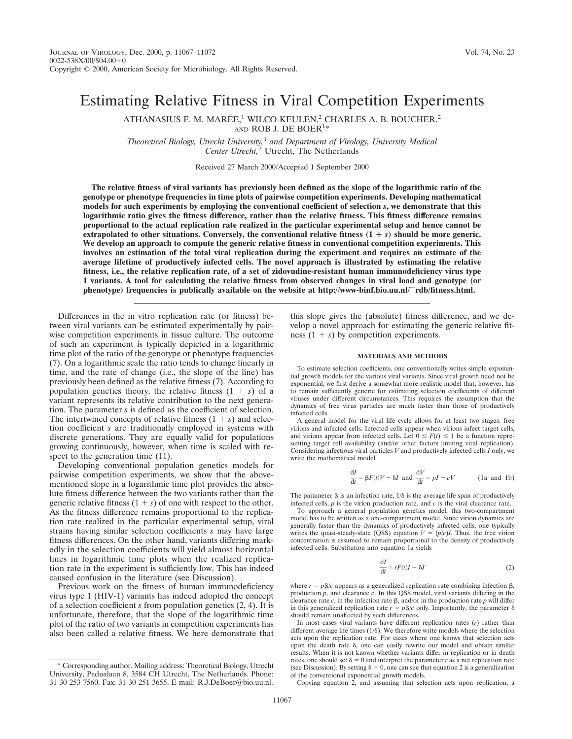# Estimating Relative Fitness in Viral Competition Experiments

ATHANASIUS F. M. MARÉE,[1] WILCO KEULEN,[2] CHARLES A. B. BOUCHER,[2] AND ROB J. DE BOER[1*]

*Theoretical Biology, Utrecht University,[1] and Department of Virology, University Medical Center Utrecht,[2] Utrecht, The Netherlands*

Received 27 March 2000/Accepted 1 September 2000

**The relative fitness of viral variants has previously been defined as the slope of the logarithmic ratio of the genotype or phenotype frequencies in time plots of pairwise competition experiments. Developing mathematical models for such experiments by employing the conventional coefficient of selection *s*, we demonstrate that this logarithmic ratio gives the fitness difference, rather than the relative fitness. This fitness difference remains proportional to the actual replication rate realized in the particular experimental setup and hence cannot be extrapolated to other situations. Conversely, the conventional relative fitness (1 + *s*) should be more generic. We develop an approach to compute the generic relative fitness in conventional competition experiments. This involves an estimation of the total viral replication during the experiment and requires an estimate of the average lifetime of productively infected cells. The novel approach is illustrated by estimating the relative fitness, i.e., the relative replication rate, of a set of zidovudine-resistant human immunodeficiency virus type 1 variants. A tool for calculating the relative fitness from observed changes in viral load and genotype (or phenotype) frequencies is publically available on the website at http://www-binf.bio.uu.nl/~rdb/fitness.html.**

Differences in the in vitro replication rate (or fitness) between viral variants can be estimated experimentally by pairwise competition experiments in tissue culture. The outcome of such an experiment is typically depicted in a logarithmic time plot of the ratio of the genotype or phenotype frequencies (7). On a logarithmic scale the ratio tends to change linearly in time, and the rate of change (i.e., the slope of the line) has previously been defined as the relative fitness (7). According to population genetics theory, the relative fitness (1 + *s*) of a variant represents its relative contribution to the next generation. The parameter *s* is defined as the coefficient of selection. The intertwined concepts of relative fitness (1 + *s*) and selection coefficient *s* are traditionally employed in systems with discrete generations. They are equally valid for populations growing continuously, however, when time is scaled with respect to the generation time (11).

Developing conventional population genetics models for pairwise competition experiments, we show that the above-mentioned slope in a logarithmic time plot provides the absolute fitness difference between the two variants rather than the generic relative fitness (1 + *s*) of one with respect to the other. As the fitness difference remains proportional to the replication rate realized in the particular experimental setup, viral strains having similar selection coefficients *s* may have large fitness differences. On the other hand, variants differing markedly in the selection coefficients will yield almost horizontal lines in logarithmic time plots when the realized replication rate in the experiment is sufficiently low. This has indeed caused confusion in the literature (see Discussion).

Previous work on the fitness of human immunodeficiency virus type 1 (HIV-1) variants has indeed adopted the concept of a selection coefficient *s* from population genetics (2, 4). It is unfortunate, therefore, that the slope of the logarithmic time plot of the ratio of two variants in competition experiments has also been called a relative fitness. We here demonstrate that this slope gives the (absolute) fitness difference, and we develop a novel approach for estimating the generic relative fitness (1 + *s*) by competition experiments.

## MATERIALS AND METHODS

To estimate selection coefficients, one conventionally writes simple exponential growth models for the various viral variants. Since viral growth need not be exponential, we first derive a somewhat more realistic model that, however, has to remain sufficiently generic for estimating selection coefficients of different viruses under different circumstances. This requires the assumption that the dynamics of free virus particles are much faster than those of productively infected cells.

A general model for the viral life cycle allows for at least two stages: free virions and infected cells. Infected cells appear when virions infect target cells, and virions appear from infected cells. Let $0 \leq F(t) \leq 1$ be a function representing target cell availability (and/or other factors limiting viral replication). Considering infectious viral particles $V$ and productively infected cells $I$ only, we write the mathematical model

$$\frac{dI}{dt} = \beta F(t)V - \delta I \quad \text{and} \quad \frac{dV}{dt} = pI - cV \qquad \text{(1a and 1b)}$$

The parameter $\beta$ is an infection rate, $1/\delta$ is the average life span of productively infected cells, $p$ is the virion production rate, and $c$ is the viral clearance rate.

To approach a general population genetics model, this two-compartment model has to be written as a one-compartment model. Since virion dynamics are generally faster than the dynamics of productively infected cells, one typically writes the quasi-steady-state (QSS) equation $V = (p/c)I$. Thus, the free virion concentration is assumed to remain proportional to the density of productively infected cells. Substitution into equation 1a yields

$$\frac{dI}{dt} = rF(t)I - \delta I \qquad (2)$$

where $r = p\beta/c$ appears as a generalized replication rate combining infection $\beta$, production $p$, and clearance $c$. In this QSS model, viral variants differing in the clearance rate $c$, in the infection rate $\beta$, and/or in the production rate $p$ will differ in this generalized replication rate $r = p\beta/c$ only. Importantly, the parameter $\delta$ should remain unaffected by such differences.

In most cases viral variants have different replication rates ($r$) rather than different average life times ($1/\delta$). We therefore write models where the selection acts upon the replication rate. For cases where one knows that selection acts upon the death rate $\delta$, one can easily rewrite our model and obtain similar results. When it is not known whether variants differ in replication or in death rates, one should set $\delta = 0$ and interpret the parameter $r$ as a net replication rate (see Discussion). By setting $\delta = 0$, one can see that equation 2 is a generalization of the conventional exponential growth models.

Copying equation 2, and assuming that selection acts upon replication, a

---

\* Corresponding author. Mailing address: Theoretical Biology, Utrecht University, Padualaan 8, 3584 CH Utrecht, The Netherlands. Phone: 31 30 253 7560. Fax: 31 30 251 3655. E-mail: R.J.DeBoer@bio.uu.nl.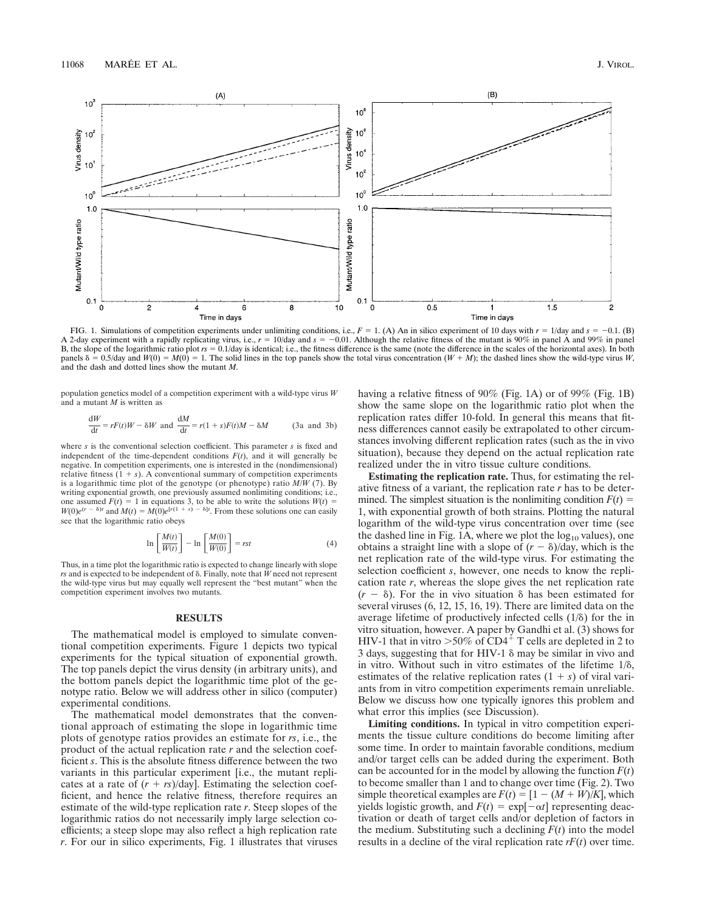FIG. 1. Simulations of competition experiments under unlimiting conditions, i.e., $F = 1$. (A) An in silico experiment of 10 days with $r = 1$/day and $s = -0.1$. (B) A 2-day experiment with a rapidly replicating virus, i.e., $r = 10$/day and $s = -0.01$. Although the relative fitness of the mutant is 90% in panel A and 99% in panel B, the slope of the logarithmic ratio plot $rs = 0.1$/day is identical; i.e., the fitness difference is the same (note the difference in the scales of the horizontal axes). In both panels $\delta = 0.5$/day and $W(0) = M(0) = 1$. The solid lines in the top panels show the total virus concentration ($W + M$); the dashed lines show the wild-type virus $W$, and the dash and dotted lines show the mutant $M$.

population genetics model of a competition experiment with a wild-type virus $W$ and a mutant $M$ is written as

$$\frac{dW}{dt} = rF(t)W - \delta W \text{ and } \frac{dM}{dt} = r(1 + s)F(t)M - \delta M \qquad \text{(3a and 3b)}$$

where $s$ is the conventional selection coefficient. This parameter $s$ is fixed and independent of the time-dependent conditions $F(t)$, and it will generally be negative. In competition experiments, one is interested in the (nondimensional) relative fitness $(1 + s)$. A conventional summary of competition experiments is a logarithmic time plot of the genotype (or phenotype) ratio $M/W$ (7). By writing exponential growth, one previously assumed nonlimiting conditions; i.e., one assumed $F(t) = 1$ in equations 3, to be able to write the solutions $W(t) = W(0)e^{(r - \delta)t}$ and $M(t) = M(0)e^{[r(1 + s) - \delta]t}$. From these solutions one can easily see that the logarithmic ratio obeys

$$\ln\left[\frac{M(t)}{W(t)}\right] - \ln\left[\frac{M(0)}{W(0)}\right] = rst \qquad (4)$$

Thus, in a time plot the logarithmic ratio is expected to change linearly with slope $rs$ and is expected to be independent of $\delta$. Finally, note that $W$ need not represent the wild-type virus but may equally well represent the "best mutant" when the competition experiment involves two mutants.

## RESULTS

The mathematical model is employed to simulate conventional competition experiments. Figure 1 depicts two typical experiments for the typical situation of exponential growth. The top panels depict the virus density (in arbitrary units), and the bottom panels depict the logarithmic time plot of the genotype ratio. Below we will address other in silico (computer) experimental conditions.

The mathematical model demonstrates that the conventional approach of estimating the slope in logarithmic time plots of genotype ratios provides an estimate for $rs$, i.e., the product of the actual replication rate $r$ and the selection coefficient $s$. This is the absolute fitness difference between the two variants in this particular experiment [i.e., the mutant replicates at a rate of $(r + rs)$/day]. Estimating the selection coefficient, and hence the relative fitness, therefore requires an estimate of the wild-type replication rate $r$. Steep slopes of the logarithmic ratios do not necessarily imply large selection coefficients; a steep slope may also reflect a high replication rate $r$. For our in silico experiments, Fig. 1 illustrates that viruses having a relative fitness of 90% (Fig. 1A) or of 99% (Fig. 1B) show the same slope on the logarithmic ratio plot when the replication rates differ 10-fold. In general this means that fitness differences cannot easily be extrapolated to other circumstances involving different replication rates (such as the in vivo situation), because they depend on the actual replication rate realized under the in vitro tissue culture conditions.

**Estimating the replication rate.** Thus, for estimating the relative fitness of a variant, the replication rate $r$ has to be determined. The simplest situation is the nonlimiting condition $F(t) = 1$, with exponential growth of both strains. Plotting the natural logarithm of the wild-type virus concentration over time (see the dashed line in Fig. 1A, where we plot the $\log_{10}$ values), one obtains a straight line with a slope of $(r - \delta)$/day, which is the net replication rate of the wild-type virus. For estimating the selection coefficient $s$, however, one needs to know the replication rate $r$, whereas the slope gives the net replication rate $(r - \delta)$. For the in vivo situation $\delta$ has been estimated for several viruses (6, 12, 15, 16, 19). There are limited data on the average lifetime of productively infected cells $(1/\delta)$ for the in vitro situation, however. A paper by Gandhi et al. (3) shows for HIV-1 that in vitro >50% of $CD4^+$ T cells are depleted in 2 to 3 days, suggesting that for HIV-1 $\delta$ may be similar in vivo and in vitro. Without such in vitro estimates of the lifetime $1/\delta$, estimates of the relative replication rates $(1 + s)$ of viral variants from in vitro competition experiments remain unreliable. Below we discuss how one typically ignores this problem and what error this implies (see Discussion).

**Limiting conditions.** In typical in vitro competition experiments the tissue culture conditions do become limiting after some time. In order to maintain favorable conditions, medium and/or target cells can be added during the experiment. Both can be accounted for in the model by allowing the function $F(t)$ to become smaller than 1 and to change over time (Fig. 2). Two simple theoretical examples are $F(t) = [1 - (M + W)/K]$, which yields logistic growth, and $F(t) = \exp[-\alpha t]$ representing deactivation or death of target cells and/or depletion of factors in the medium. Substituting such a declining $F(t)$ into the model results in a decline of the viral replication rate $rF(t)$ over time.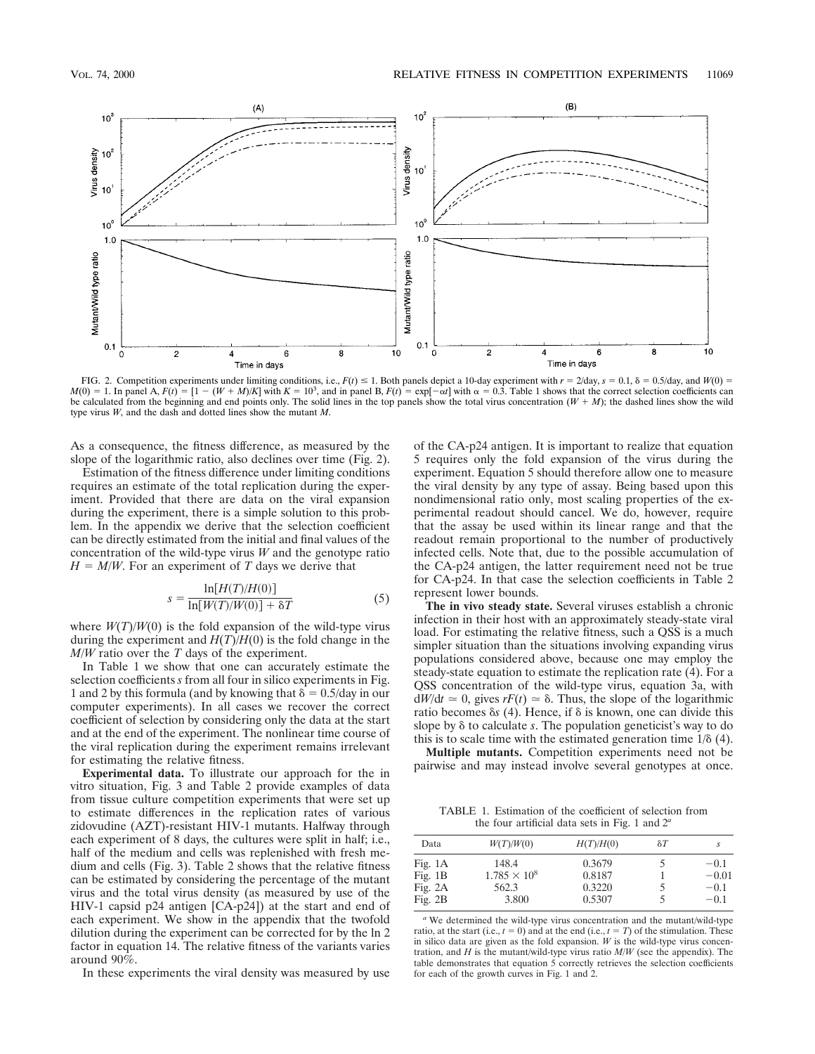FIG. 2. Competition experiments under limiting conditions, i.e., $F(t) \leq 1$. Both panels depict a 10-day experiment with $r = 2$/day, $s = 0.1$, $\delta = 0.5$/day, and $W(0) = M(0) = 1$. In panel A, $F(t) = [1 - (W + M)/K]$ with $K = 10^3$, and in panel B, $F(t) = \exp[-\alpha t]$ with $\alpha = 0.3$. Table 1 shows that the correct selection coefficients can be calculated from the beginning and end points only. The solid lines in the top panels show the total virus concentration ($W + M$); the dashed lines show the wild type virus $W$, and the dash and dotted lines show the mutant $M$.

As a consequence, the fitness difference, as measured by the slope of the logarithmic ratio, also declines over time (Fig. 2).

Estimation of the fitness difference under limiting conditions requires an estimate of the total replication during the experiment. Provided that there are data on the viral expansion during the experiment, there is a simple solution to this problem. In the appendix we derive that the selection coefficient can be directly estimated from the initial and final values of the concentration of the wild-type virus $W$ and the genotype ratio $H = M/W$. For an experiment of $T$ days we derive that

$$s = \frac{\ln[H(T)/H(0)]}{\ln[W(T)/W(0)] + \delta T} \tag{5}$$

where $W(T)/W(0)$ is the fold expansion of the wild-type virus during the experiment and $H(T)/H(0)$ is the fold change in the $M/W$ ratio over the $T$ days of the experiment.

In Table 1 we show that one can accurately estimate the selection coefficients $s$ from all four in silico experiments in Fig. 1 and 2 by this formula (and by knowing that $\delta = 0.5$/day in our computer experiments). In all cases we recover the correct coefficient of selection by considering only the data at the start and at the end of the experiment. The nonlinear time course of the viral replication during the experiment remains irrelevant for estimating the relative fitness.

**Experimental data.** To illustrate our approach for the in vitro situation, Fig. 3 and Table 2 provide examples of data from tissue culture competition experiments that were set up to estimate differences in the replication rates of various zidovudine (AZT)-resistant HIV-1 mutants. Halfway through each experiment of 8 days, the cultures were split in half; i.e., half of the medium and cells was replenished with fresh medium and cells (Fig. 3). Table 2 shows that the relative fitness can be estimated by considering the percentage of the mutant virus and the total virus density (as measured by use of the HIV-1 capsid p24 antigen [CA-p24]) at the start and end of each experiment. We show in the appendix that the twofold dilution during the experiment can be corrected for by the ln 2 factor in equation 14. The relative fitness of the variants varies around 90%.

In these experiments the viral density was measured by use of the CA-p24 antigen. It is important to realize that equation 5 requires only the fold expansion of the virus during the experiment. Equation 5 should therefore allow one to measure the viral density by any type of assay. Being based upon this nondimensional ratio only, most scaling properties of the experimental readout should cancel. We do, however, require that the assay be used within its linear range and that the readout remain proportional to the number of productively infected cells. Note that, due to the possible accumulation of the CA-p24 antigen, the latter requirement need not be true for CA-p24. In that case the selection coefficients in Table 2 represent lower bounds.

**The in vivo steady state.** Several viruses establish a chronic infection in their host with an approximately steady-state viral load. For estimating the relative fitness, such a QSS is a much simpler situation than the situations involving expanding virus populations considered above, because one may employ the steady-state equation to estimate the replication rate (4). For a QSS concentration of the wild-type virus, equation 3a, with $dW/dt \simeq 0$, gives $rF(t) \simeq \delta$. Thus, the slope of the logarithmic ratio becomes $\delta s$ (4). Hence, if $\delta$ is known, one can divide this slope by $\delta$ to calculate $s$. The population geneticist's way to do this is to scale time with the estimated generation time $1/\delta$ (4).

**Multiple mutants.** Competition experiments need not be pairwise and may instead involve several genotypes at once.

TABLE 1. Estimation of the coefficient of selection from the four artificial data sets in Fig. 1 and 2[a]

| Data | $W(T)/W(0)$ | $H(T)/H(0)$ | $\delta T$ | $s$ |
|---|---|---|---|---|
| Fig. 1A | 148.4 | 0.3679 | 5 | −0.1 |
| Fig. 1B | $1.785 \times 10^8$ | 0.8187 | 1 | −0.01 |
| Fig. 2A | 562.3 | 0.3220 | 5 | −0.1 |
| Fig. 2B | 3.800 | 0.5307 | 5 | −0.1 |

[a] We determined the wild-type virus concentration and the mutant/wild-type ratio, at the start (i.e., $t = 0$) and at the end (i.e., $t = T$) of the stimulation. These in silico data are given as the fold expansion. $W$ is the wild-type virus concentration, and $H$ is the mutant/wild-type virus ratio $M/W$ (see the appendix). The table demonstrates that equation 5 correctly retrieves the selection coefficients for each of the growth curves in Fig. 1 and 2.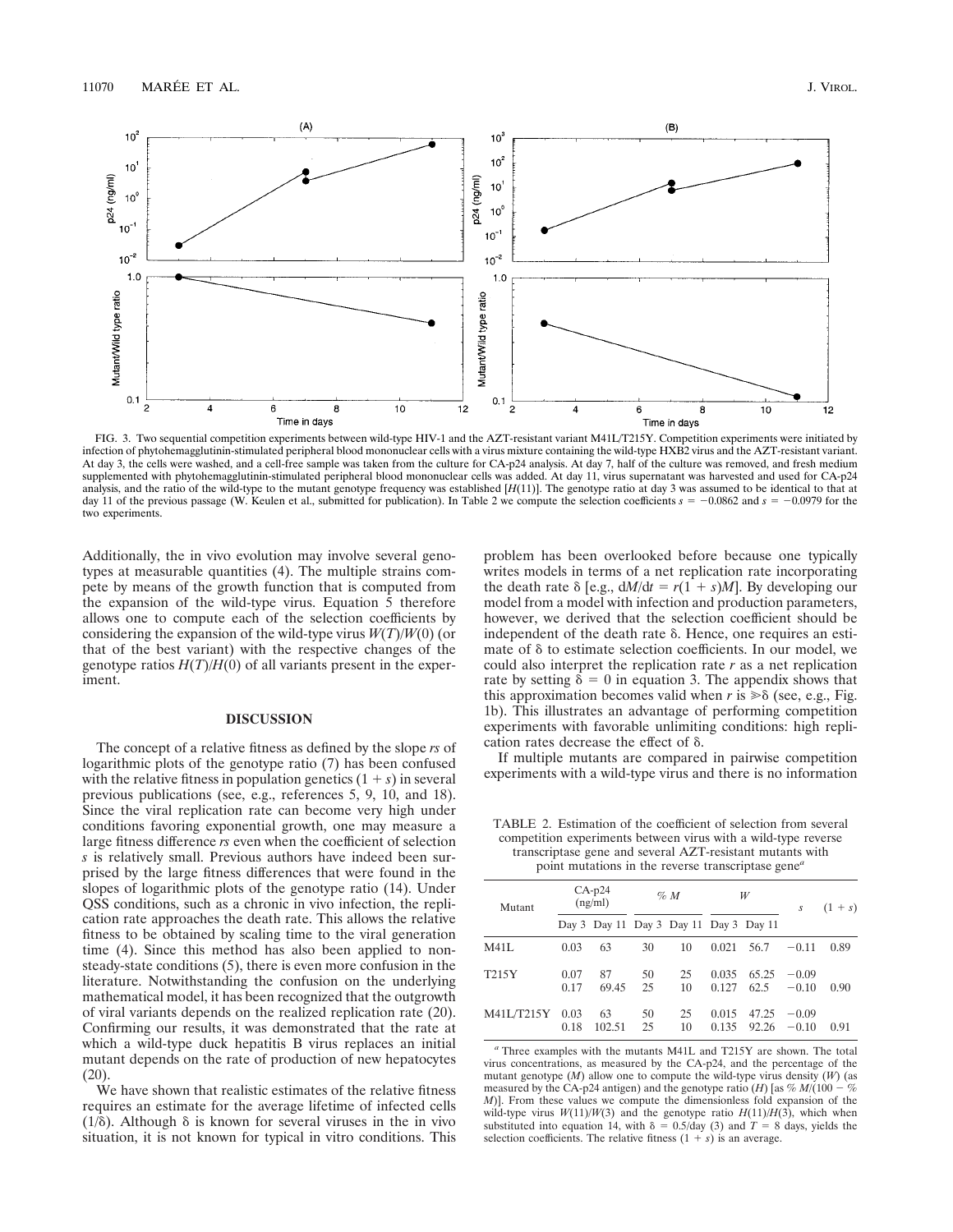FIG. 3. Two sequential competition experiments between wild-type HIV-1 and the AZT-resistant variant M41L/T215Y. Competition experiments were initiated by infection of phytohemagglutinin-stimulated peripheral blood mononuclear cells with a virus mixture containing the wild-type HXB2 virus and the AZT-resistant variant. At day 3, the cells were washed, and a cell-free sample was taken from the culture for CA-p24 analysis. At day 7, half of the culture was removed, and fresh medium supplemented with phytohemagglutinin-stimulated peripheral blood mononuclear cells was added. At day 11, virus supernatant was harvested and used for CA-p24 analysis, and the ratio of the wild-type to the mutant genotype frequency was established [$H(11)$]. The genotype ratio at day 3 was assumed to be identical to that at day 11 of the previous passage (W. Keulen et al., submitted for publication). In Table 2 we compute the selection coefficients $s = -0.0862$ and $s = -0.0979$ for the two experiments.

Additionally, the in vivo evolution may involve several genotypes at measurable quantities (4). The multiple strains compete by means of the growth function that is computed from the expansion of the wild-type virus. Equation 5 therefore allows one to compute each of the selection coefficients by considering the expansion of the wild-type virus $W(T)/W(0)$ (or that of the best variant) with the respective changes of the genotype ratios $H(T)/H(0)$ of all variants present in the experiment.

## DISCUSSION

The concept of a relative fitness as defined by the slope $rs$ of logarithmic plots of the genotype ratio (7) has been confused with the relative fitness in population genetics $(1 + s)$ in several previous publications (see, e.g., references 5, 9, 10, and 18). Since the viral replication rate can become very high under conditions favoring exponential growth, one may measure a large fitness difference $rs$ even when the coefficient of selection $s$ is relatively small. Previous authors have indeed been surprised by the large fitness differences that were found in the slopes of logarithmic plots of the genotype ratio (14). Under QSS conditions, such as a chronic in vivo infection, the replication rate approaches the death rate. This allows the relative fitness to be obtained by scaling time to the viral generation time (4). Since this method has also been applied to non-steady-state conditions (5), there is even more confusion in the literature. Notwithstanding the confusion on the underlying mathematical model, it has been recognized that the outgrowth of viral variants depends on the realized replication rate (20). Confirming our results, it was demonstrated that the rate at which a wild-type duck hepatitis B virus replaces an initial mutant depends on the rate of production of new hepatocytes (20).

We have shown that realistic estimates of the relative fitness requires an estimate for the average lifetime of infected cells ($1/\delta$). Although $\delta$ is known for several viruses in the in vivo situation, it is not known for typical in vitro conditions. This problem has been overlooked before because one typically writes models in terms of a net replication rate incorporating the death rate $\delta$ [e.g., $dM/dt = r(1 + s)M$]. By developing our model from a model with infection and production parameters, however, we derived that the selection coefficient should be independent of the death rate $\delta$. Hence, one requires an estimate of $\delta$ to estimate selection coefficients. In our model, we could also interpret the replication rate $r$ as a net replication rate by setting $\delta = 0$ in equation 3. The appendix shows that this approximation becomes valid when $r$ is $\gg \delta$ (see, e.g., Fig. 1b). This illustrates an advantage of performing competition experiments with favorable unlimiting conditions: high replication rates decrease the effect of $\delta$.

If multiple mutants are compared in pairwise competition experiments with a wild-type virus and there is no information

TABLE 2. Estimation of the coefficient of selection from several competition experiments between virus with a wild-type reverse transcriptase gene and several AZT-resistant mutants with point mutations in the reverse transcriptase gene[a]

| Mutant | CA-p24 (ng/ml) | | % $M$ | | $W$ | | $s$ | $(1 + s)$ |
|---|---|---|---|---|---|---|---|---|
| | Day 3 | Day 11 | Day 3 | Day 11 | Day 3 | Day 11 | | |
| M41L | 0.03 | 63 | 30 | 10 | 0.021 | 56.7 | −0.11 | 0.89 |
| T215Y | 0.07 | 87 | 50 | 25 | 0.035 | 65.25 | −0.09 | |
| | 0.17 | 69.45 | 25 | 10 | 0.127 | 62.5 | −0.10 | 0.90 |
| M41L/T215Y | 0.03 | 63 | 50 | 25 | 0.015 | 47.25 | −0.09 | |
| | 0.18 | 102.51 | 25 | 10 | 0.135 | 92.26 | −0.10 | 0.91 |

[a] Three examples with the mutants M41L and T215Y are shown. The total virus concentrations, as measured by the CA-p24, and the percentage of the mutant genotype ($M$) allow one to compute the wild-type virus density ($W$) (as measured by the CA-p24 antigen) and the genotype ratio ($H$) [as $\% M/(100 - \% M)$]. From these values we compute the dimensionless fold expansion of the wild-type virus $W(11)/W(3)$ and the genotype ratio $H(11)/H(3)$, which when substituted into equation 14, with $\delta = 0.5$/day (3) and $T = 8$ days, yields the selection coefficients. The relative fitness $(1 + s)$ is an average.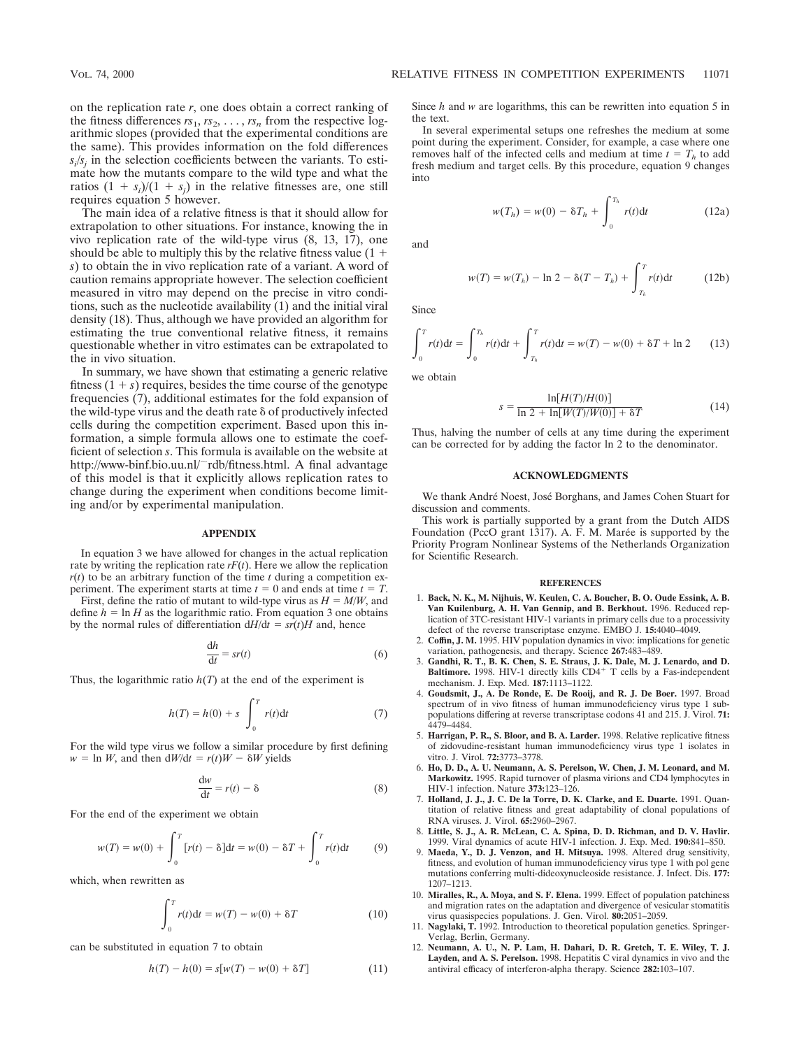on the replication rate $r$, one does obtain a correct ranking of the fitness differences $rs_1, rs_2, \ldots, rs_n$ from the respective logarithmic slopes (provided that the experimental conditions are the same). This provides information on the fold differences $s_i/s_j$ in the selection coefficients between the variants. To estimate how the mutants compare to the wild type and what the ratios $(1 + s_i)/(1 + s_j)$ in the relative fitnesses are, one still requires equation 5 however.

The main idea of a relative fitness is that it should allow for extrapolation to other situations. For instance, knowing the in vivo replication rate of the wild-type virus (8, 13, 17), one should be able to multiply this by the relative fitness value $(1 + s)$ to obtain the in vivo replication rate of a variant. A word of caution remains appropriate however. The selection coefficient measured in vitro may depend on the precise in vitro conditions, such as the nucleotide availability (1) and the initial viral density (18). Thus, although we have provided an algorithm for estimating the true conventional relative fitness, it remains questionable whether in vitro estimates can be extrapolated to the in vivo situation.

In summary, we have shown that estimating a generic relative fitness $(1 + s)$ requires, besides the time course of the genotype frequencies (7), additional estimates for the fold expansion of the wild-type virus and the death rate $\delta$ of productively infected cells during the competition experiment. Based upon this information, a simple formula allows one to estimate the coefficient of selection $s$. This formula is available on the website at http://www-binf.bio.uu.nl/~rdb/fitness.html. A final advantage of this model is that it explicitly allows replication rates to change during the experiment when conditions become limiting and/or by experimental manipulation.

## APPENDIX

In equation 3 we have allowed for changes in the actual replication rate by writing the replication rate $rF(t)$. Here we allow the replication $r(t)$ to be an arbitrary function of the time $t$ during a competition experiment. The experiment starts at time $t = 0$ and ends at time $t = T$.

First, define the ratio of mutant to wild-type virus as $H = M/W$, and define $h = \ln H$ as the logarithmic ratio. From equation 3 one obtains by the normal rules of differentiation $dH/dt = sr(t)H$ and, hence

$$\frac{dh}{dt} = sr(t) \tag{6}$$

Thus, the logarithmic ratio $h(T)$ at the end of the experiment is

$$h(T) = h(0) + s \int_0^T r(t)dt \tag{7}$$

For the wild type virus we follow a similar procedure by first defining $w = \ln W$, and then $dW/dt = r(t)W - \delta W$ yields

$$\frac{dw}{dt} = r(t) - \delta \tag{8}$$

For the end of the experiment we obtain

$$w(T) = w(0) + \int_0^T [r(t) - \delta]dt = w(0) - \delta T + \int_0^T r(t)dt \tag{9}$$

which, when rewritten as

$$\int_0^T r(t)dt = w(T) - w(0) + \delta T \tag{10}$$

can be substituted in equation 7 to obtain

$$h(T) - h(0) = s[w(T) - w(0) + \delta T] \tag{11}$$

Since $h$ and $w$ are logarithms, this can be rewritten into equation 5 in the text.

In several experimental setups one refreshes the medium at some point during the experiment. Consider, for example, a case where one removes half of the infected cells and medium at time $t = T_h$ to add fresh medium and target cells. By this procedure, equation 9 changes into

$$w(T_h) = w(0) - \delta T_h + \int_0^{T_h} r(t)dt \tag{12a}$$

and

$$w(T) = w(T_h) - \ln 2 - \delta(T - T_h) + \int_{T_h}^{T} r(t)dt \tag{12b}$$

Since

$$\int_0^T r(t)dt = \int_0^{T_h} r(t)dt + \int_{T_h}^{T} r(t)dt = w(T) - w(0) + \delta T + \ln 2 \tag{13}$$

we obtain

$$s = \frac{\ln[H(T)/H(0)]}{\ln 2 + \ln[W(T)/W(0)] + \delta T} \tag{14}$$

Thus, halving the number of cells at any time during the experiment can be corrected for by adding the factor ln 2 to the denominator.

## ACKNOWLEDGMENTS

We thank André Noest, José Borghans, and James Cohen Stuart for discussion and comments.

This work is partially supported by a grant from the Dutch AIDS Foundation (PccO grant 1317). A. F. M. Marée is supported by the Priority Program Nonlinear Systems of the Netherlands Organization for Scientific Research.

## REFERENCES

1. **Back, N. K., M. Nijhuis, W. Keulen, C. A. Boucher, B. O. Oude Essink, A. B. Van Kuilenburg, A. H. Van Gennip, and B. Berkhout.** 1996. Reduced replication of 3TC-resistant HIV-1 variants in primary cells due to a processivity defect of the reverse transcriptase enzyme. EMBO J. **15:**4040–4049.
2. **Coffin, J. M.** 1995. HIV population dynamics in vivo: implications for genetic variation, pathogenesis, and therapy. Science **267:**483–489.
3. **Gandhi, R. T., B. K. Chen, S. E. Straus, J. K. Dale, M. J. Lenardo, and D. Baltimore.** 1998. HIV-1 directly kills CD4+ T cells by a Fas-independent mechanism. J. Exp. Med. **187:**1113–1122.
4. **Goudsmit, J., A. De Ronde, E. De Rooij, and R. J. De Boer.** 1997. Broad spectrum of in vivo fitness of human immunodeficiency virus type 1 subpopulations differing at reverse transcriptase codons 41 and 215. J. Virol. **71:**4479–4484.
5. **Harrigan, P. R., S. Bloor, and B. A. Larder.** 1998. Relative replicative fitness of zidovudine-resistant human immunodeficiency virus type 1 isolates in vitro. J. Virol. **72:**3773–3778.
6. **Ho, D. D., A. U. Neumann, A. S. Perelson, W. Chen, J. M. Leonard, and M. Markowitz.** 1995. Rapid turnover of plasma virions and CD4 lymphocytes in HIV-1 infection. Nature **373:**123–126.
7. **Holland, J. J., J. C. De la Torre, D. K. Clarke, and E. Duarte.** 1991. Quantitation of relative fitness and great adaptability of clonal populations of RNA viruses. J. Virol. **65:**2960–2967.
8. **Little, S. J., A. R. McLean, C. A. Spina, D. D. Richman, and D. V. Havlir.** 1999. Viral dynamics of acute HIV-1 infection. J. Exp. Med. **190:**841–850.
9. **Maeda, Y., D. J. Venzon, and H. Mitsuya.** 1998. Altered drug sensitivity, fitness, and evolution of human immunodeficiency virus type 1 with pol gene mutations conferring multi-dideoxynucleoside resistance. J. Infect. Dis. **177:**1207–1213.
10. **Miralles, R., A. Moya, and S. F. Elena.** 1999. Effect of population patchiness and migration rates on the adaptation and divergence of vesicular stomatitis virus quasispecies populations. J. Gen. Virol. **80:**2051–2059.
11. **Nagylaki, T.** 1992. Introduction to theoretical population genetics. Springer-Verlag, Berlin, Germany.
12. **Neumann, A. U., N. P. Lam, H. Dahari, D. R. Gretch, T. E. Wiley, T. J. Layden, and A. S. Perelson.** 1998. Hepatitis C viral dynamics in vivo and the antiviral efficacy of interferon-alpha therapy. Science **282:**103–107.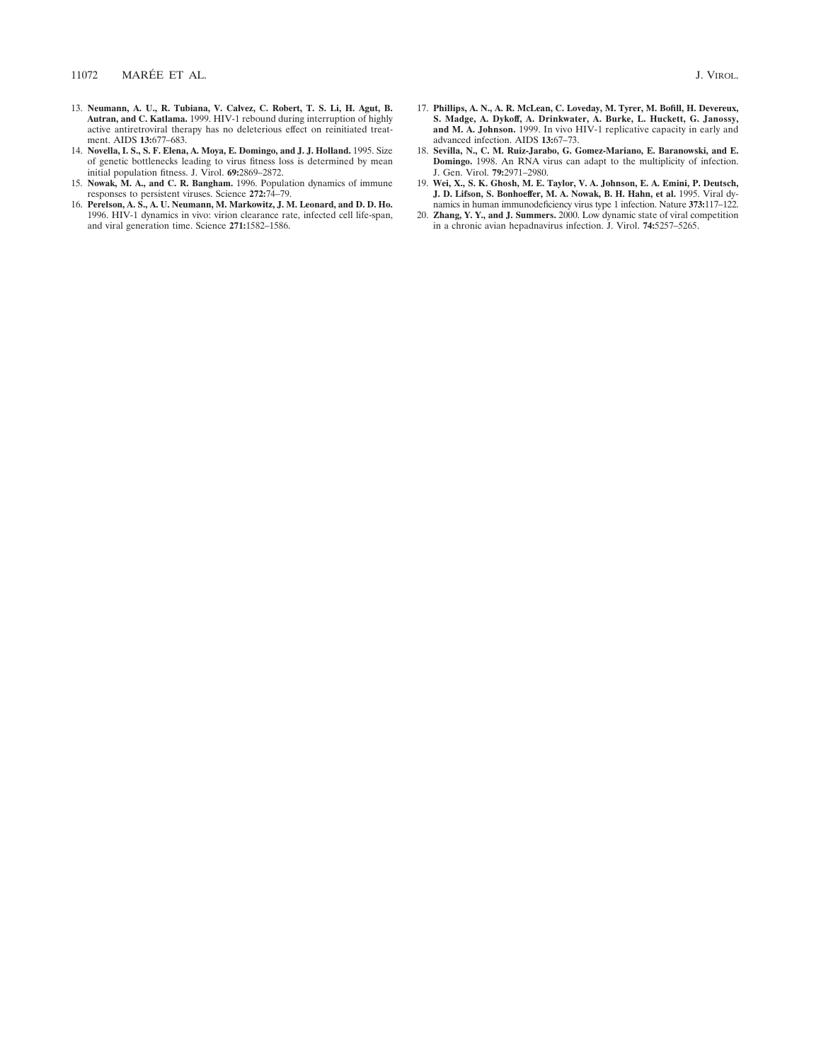13. **Neumann, A. U., R. Tubiana, V. Calvez, C. Robert, T. S. Li, H. Agut, B. Autran, and C. Katlama.** 1999. HIV-1 rebound during interruption of highly active antiretroviral therapy has no deleterious effect on reinitiated treatment. AIDS **13:**677–683.
14. **Novella, I. S., S. F. Elena, A. Moya, E. Domingo, and J. J. Holland.** 1995. Size of genetic bottlenecks leading to virus fitness loss is determined by mean initial population fitness. J. Virol. **69:**2869–2872.
15. **Nowak, M. A., and C. R. Bangham.** 1996. Population dynamics of immune responses to persistent viruses. Science **272:**74–79.
16. **Perelson, A. S., A. U. Neumann, M. Markowitz, J. M. Leonard, and D. D. Ho.** 1996. HIV-1 dynamics in vivo: virion clearance rate, infected cell life-span, and viral generation time. Science **271:**1582–1586.
17. **Phillips, A. N., A. R. McLean, C. Loveday, M. Tyrer, M. Bofill, H. Devereux, S. Madge, A. Dykoff, A. Drinkwater, A. Burke, L. Huckett, G. Janossy, and M. A. Johnson.** 1999. In vivo HIV-1 replicative capacity in early and advanced infection. AIDS **13:**67–73.
18. **Sevilla, N., C. M. Ruiz-Jarabo, G. Gomez-Mariano, E. Baranowski, and E. Domingo.** 1998. An RNA virus can adapt to the multiplicity of infection. J. Gen. Virol. **79:**2971–2980.
19. **Wei, X., S. K. Ghosh, M. E. Taylor, V. A. Johnson, E. A. Emini, P. Deutsch, J. D. Lifson, S. Bonhoeffer, M. A. Nowak, B. H. Hahn, et al.** 1995. Viral dynamics in human immunodeficiency virus type 1 infection. Nature **373:**117–122.
20. **Zhang, Y. Y., and J. Summers.** 2000. Low dynamic state of viral competition in a chronic avian hepadnavirus infection. J. Virol. **74:**5257–5265.